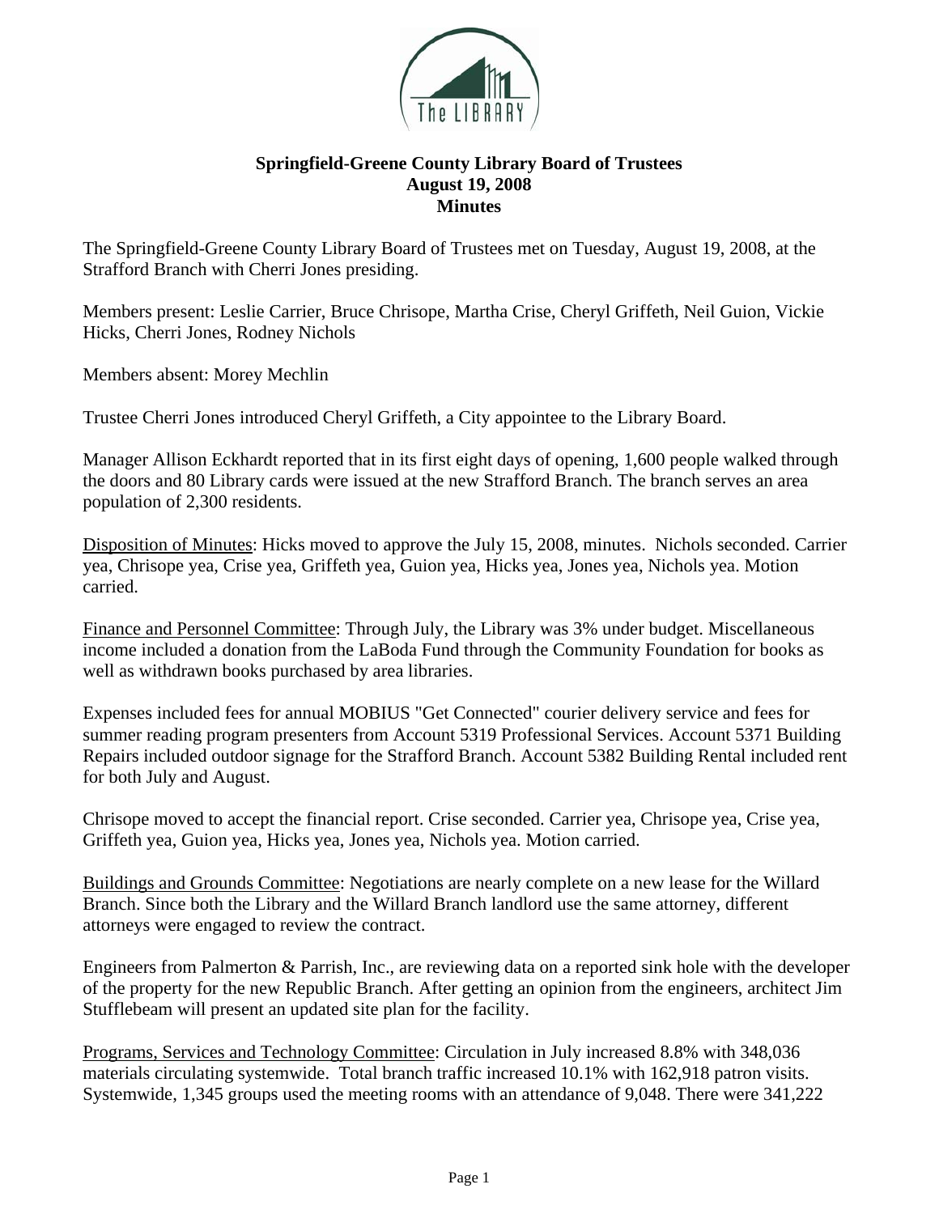# Springfield-Greene County Library Board of Trustees
## August 19, 2008
## Minutes

The Springfield-Greene County Library Board of Trustees met on Tuesday, August 19, 2008, at the Strafford Branch with Cherri Jones presiding.

Members present: Leslie Carrier, Bruce Chrisope, Martha Crise, Cheryl Griffeth, Neil Guion, Vickie Hicks, Cherri Jones, Rodney Nichols

Members absent: Morey Mechlin

Trustee Cherri Jones introduced Cheryl Griffeth, a City appointee to the Library Board.

Manager Allison Eckhardt reported that in its first eight days of opening, 1,600 people walked through the doors and 80 Library cards were issued at the new Strafford Branch. The branch serves an area population of 2,300 residents.

Disposition of Minutes: Hicks moved to approve the July 15, 2008, minutes. Nichols seconded. Carrier yea, Chrisope yea, Crise yea, Griffeth yea, Guion yea, Hicks yea, Jones yea, Nichols yea. Motion carried.

Finance and Personnel Committee: Through July, the Library was 3% under budget. Miscellaneous income included a donation from the LaBoda Fund through the Community Foundation for books as well as withdrawn books purchased by area libraries.

Expenses included fees for annual MOBIUS "Get Connected" courier delivery service and fees for summer reading program presenters from Account 5319 Professional Services. Account 5371 Building Repairs included outdoor signage for the Strafford Branch. Account 5382 Building Rental included rent for both July and August.

Chrisope moved to accept the financial report. Crise seconded. Carrier yea, Chrisope yea, Crise yea, Griffeth yea, Guion yea, Hicks yea, Jones yea, Nichols yea. Motion carried.

Buildings and Grounds Committee: Negotiations are nearly complete on a new lease for the Willard Branch. Since both the Library and the Willard Branch landlord use the same attorney, different attorneys were engaged to review the contract.

Engineers from Palmerton & Parrish, Inc., are reviewing data on a reported sink hole with the developer of the property for the new Republic Branch. After getting an opinion from the engineers, architect Jim Stufflebeam will present an updated site plan for the facility.

Programs, Services and Technology Committee: Circulation in July increased 8.8% with 348,036 materials circulating systemwide. Total branch traffic increased 10.1% with 162,918 patron visits. Systemwide, 1,345 groups used the meeting rooms with an attendance of 9,048. There were 341,222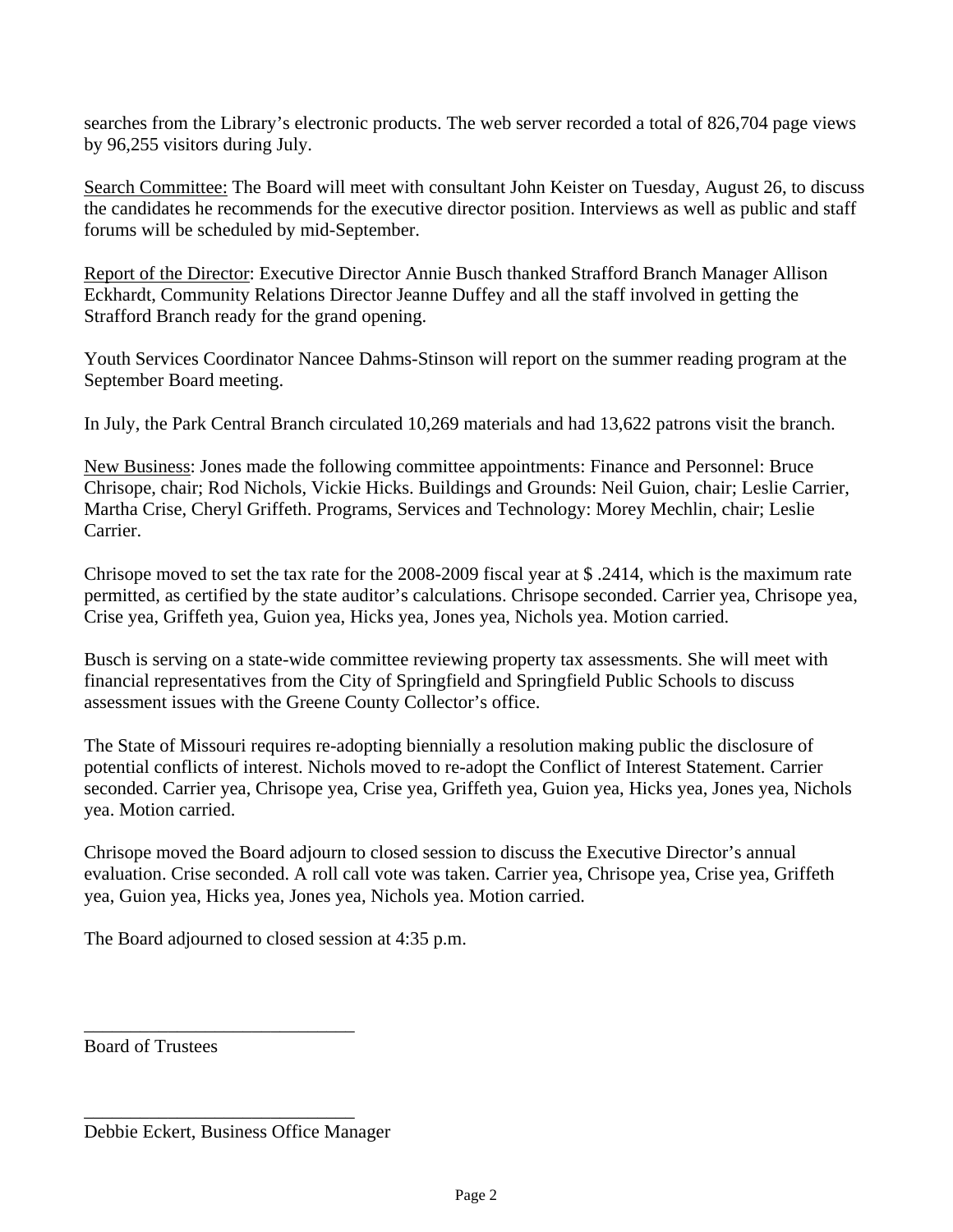searches from the Library's electronic products. The web server recorded a total of 826,704 page views by 96,255 visitors during July.

Search Committee: The Board will meet with consultant John Keister on Tuesday, August 26, to discuss the candidates he recommends for the executive director position. Interviews as well as public and staff forums will be scheduled by mid-September.

Report of the Director: Executive Director Annie Busch thanked Strafford Branch Manager Allison Eckhardt, Community Relations Director Jeanne Duffey and all the staff involved in getting the Strafford Branch ready for the grand opening.

Youth Services Coordinator Nancee Dahms-Stinson will report on the summer reading program at the September Board meeting.

In July, the Park Central Branch circulated 10,269 materials and had 13,622 patrons visit the branch.

New Business: Jones made the following committee appointments: Finance and Personnel: Bruce Chrisope, chair; Rod Nichols, Vickie Hicks. Buildings and Grounds: Neil Guion, chair; Leslie Carrier, Martha Crise, Cheryl Griffeth. Programs, Services and Technology: Morey Mechlin, chair; Leslie Carrier.

Chrisope moved to set the tax rate for the 2008-2009 fiscal year at $ .2414, which is the maximum rate permitted, as certified by the state auditor's calculations. Chrisope seconded. Carrier yea, Chrisope yea, Crise yea, Griffeth yea, Guion yea, Hicks yea, Jones yea, Nichols yea. Motion carried.

Busch is serving on a state-wide committee reviewing property tax assessments. She will meet with financial representatives from the City of Springfield and Springfield Public Schools to discuss assessment issues with the Greene County Collector's office.

The State of Missouri requires re-adopting biennially a resolution making public the disclosure of potential conflicts of interest. Nichols moved to re-adopt the Conflict of Interest Statement. Carrier seconded. Carrier yea, Chrisope yea, Crise yea, Griffeth yea, Guion yea, Hicks yea, Jones yea, Nichols yea. Motion carried.

Chrisope moved the Board adjourn to closed session to discuss the Executive Director's annual evaluation. Crise seconded. A roll call vote was taken. Carrier yea, Chrisope yea, Crise yea, Griffeth yea, Guion yea, Hicks yea, Jones yea, Nichols yea. Motion carried.

The Board adjourned to closed session at 4:35 p.m.

\_\_\_\_\_\_\_\_\_\_\_\_\_\_\_\_\_\_\_\_\_\_\_\_\_\_\_\_\_\_
Board of Trustees

\_\_\_\_\_\_\_\_\_\_\_\_\_\_\_\_\_\_\_\_\_\_\_\_\_\_\_\_\_\_
Debbie Eckert, Business Office Manager